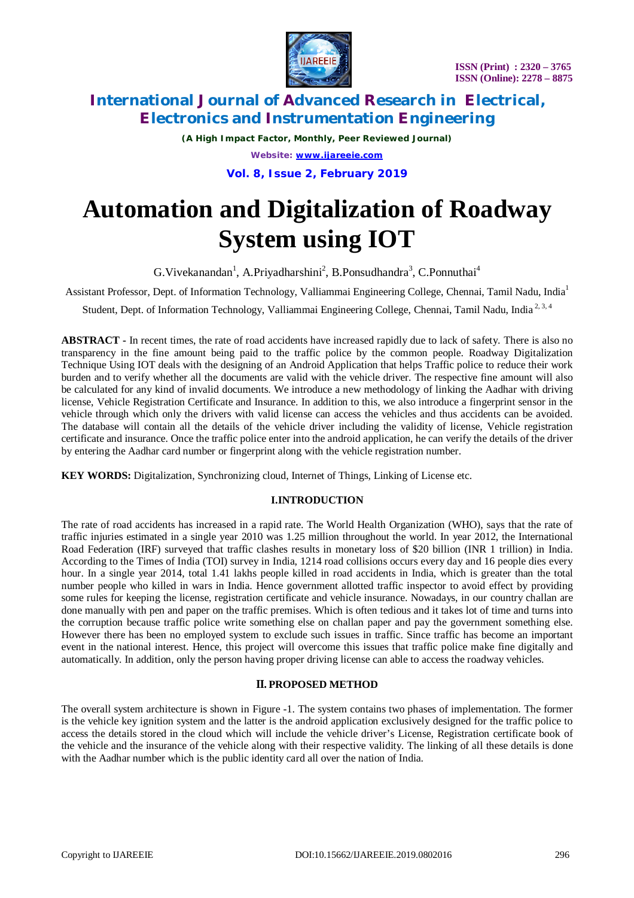# Automation and Digitalization of Roadway System using IOT

G.Vivekanandan[1], A.Priyadharshini[2], B.Ponsudhandra[3], C.Ponnuthai[4]

Assistant Professor, Dept. of Information Technology, Valliammai Engineering College, Chennai, Tamil Nadu, India[1]

Student, Dept. of Information Technology, Valliammai Engineering College, Chennai, Tamil Nadu, India[2, 3, 4]

**ABSTRACT -** In recent times, the rate of road accidents have increased rapidly due to lack of safety. There is also no transparency in the fine amount being paid to the traffic police by the common people. Roadway Digitalization Technique Using IOT deals with the designing of an Android Application that helps Traffic police to reduce their work burden and to verify whether all the documents are valid with the vehicle driver. The respective fine amount will also be calculated for any kind of invalid documents. We introduce a new methodology of linking the Aadhar with driving license, Vehicle Registration Certificate and Insurance. In addition to this, we also introduce a fingerprint sensor in the vehicle through which only the drivers with valid license can access the vehicles and thus accidents can be avoided. The database will contain all the details of the vehicle driver including the validity of license, Vehicle registration certificate and insurance. Once the traffic police enter into the android application, he can verify the details of the driver by entering the Aadhar card number or fingerprint along with the vehicle registration number.

**KEY WORDS:** Digitalization, Synchronizing cloud, Internet of Things, Linking of License etc.

## I.INTRODUCTION

The rate of road accidents has increased in a rapid rate. The World Health Organization (WHO), says that the rate of traffic injuries estimated in a single year 2010 was 1.25 million throughout the world. In year 2012, the International Road Federation (IRF) surveyed that traffic clashes results in monetary loss of $20 billion (INR 1 trillion) in India. According to the Times of India (TOI) survey in India, 1214 road collisions occurs every day and 16 people dies every hour. In a single year 2014, total 1.41 lakhs people killed in road accidents in India, which is greater than the total number people who killed in wars in India. Hence government allotted traffic inspector to avoid effect by providing some rules for keeping the license, registration certificate and vehicle insurance. Nowadays, in our country challan are done manually with pen and paper on the traffic premises. Which is often tedious and it takes lot of time and turns into the corruption because traffic police write something else on challan paper and pay the government something else. However there has been no employed system to exclude such issues in traffic. Since traffic has become an important event in the national interest. Hence, this project will overcome this issues that traffic police make fine digitally and automatically. In addition, only the person having proper driving license can able to access the roadway vehicles.

## II. PROPOSED METHOD

The overall system architecture is shown in Figure -1. The system contains two phases of implementation. The former is the vehicle key ignition system and the latter is the android application exclusively designed for the traffic police to access the details stored in the cloud which will include the vehicle driver's License, Registration certificate book of the vehicle and the insurance of the vehicle along with their respective validity. The linking of all these details is done with the Aadhar number which is the public identity card all over the nation of India.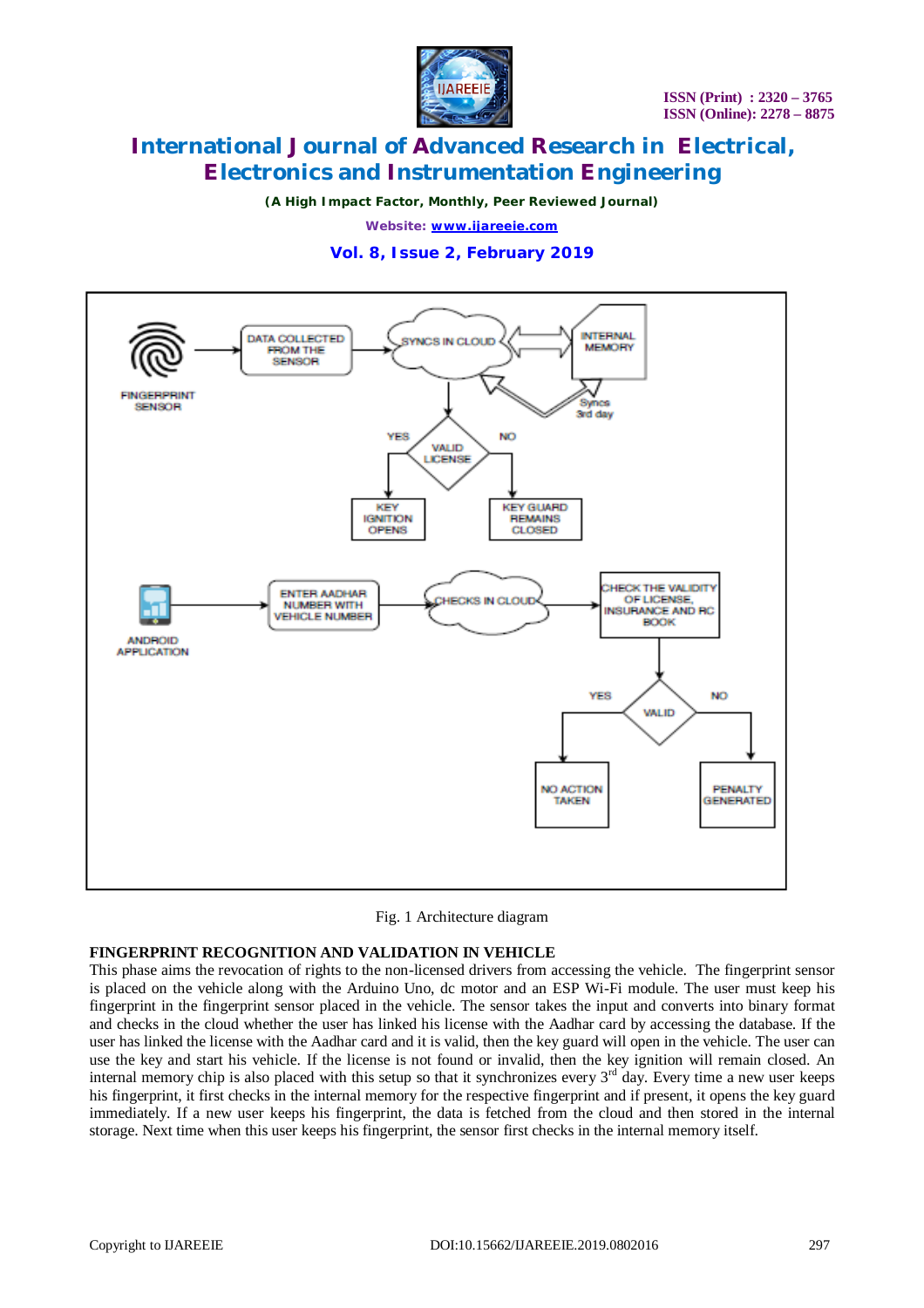Fig. 1 Architecture diagram

**FINGERPRINT RECOGNITION AND VALIDATION IN VEHICLE**

This phase aims the revocation of rights to the non-licensed drivers from accessing the vehicle. The fingerprint sensor is placed on the vehicle along with the Arduino Uno, dc motor and an ESP Wi-Fi module. The user must keep his fingerprint in the fingerprint sensor placed in the vehicle. The sensor takes the input and converts into binary format and checks in the cloud whether the user has linked his license with the Aadhar card by accessing the database. If the user has linked the license with the Aadhar card and it is valid, then the key guard will open in the vehicle. The user can use the key and start his vehicle. If the license is not found or invalid, then the key ignition will remain closed. An internal memory chip is also placed with this setup so that it synchronizes every 3rd day. Every time a new user keeps his fingerprint, it first checks in the internal memory for the respective fingerprint and if present, it opens the key guard immediately. If a new user keeps his fingerprint, the data is fetched from the cloud and then stored in the internal storage. Next time when this user keeps his fingerprint, the sensor first checks in the internal memory itself.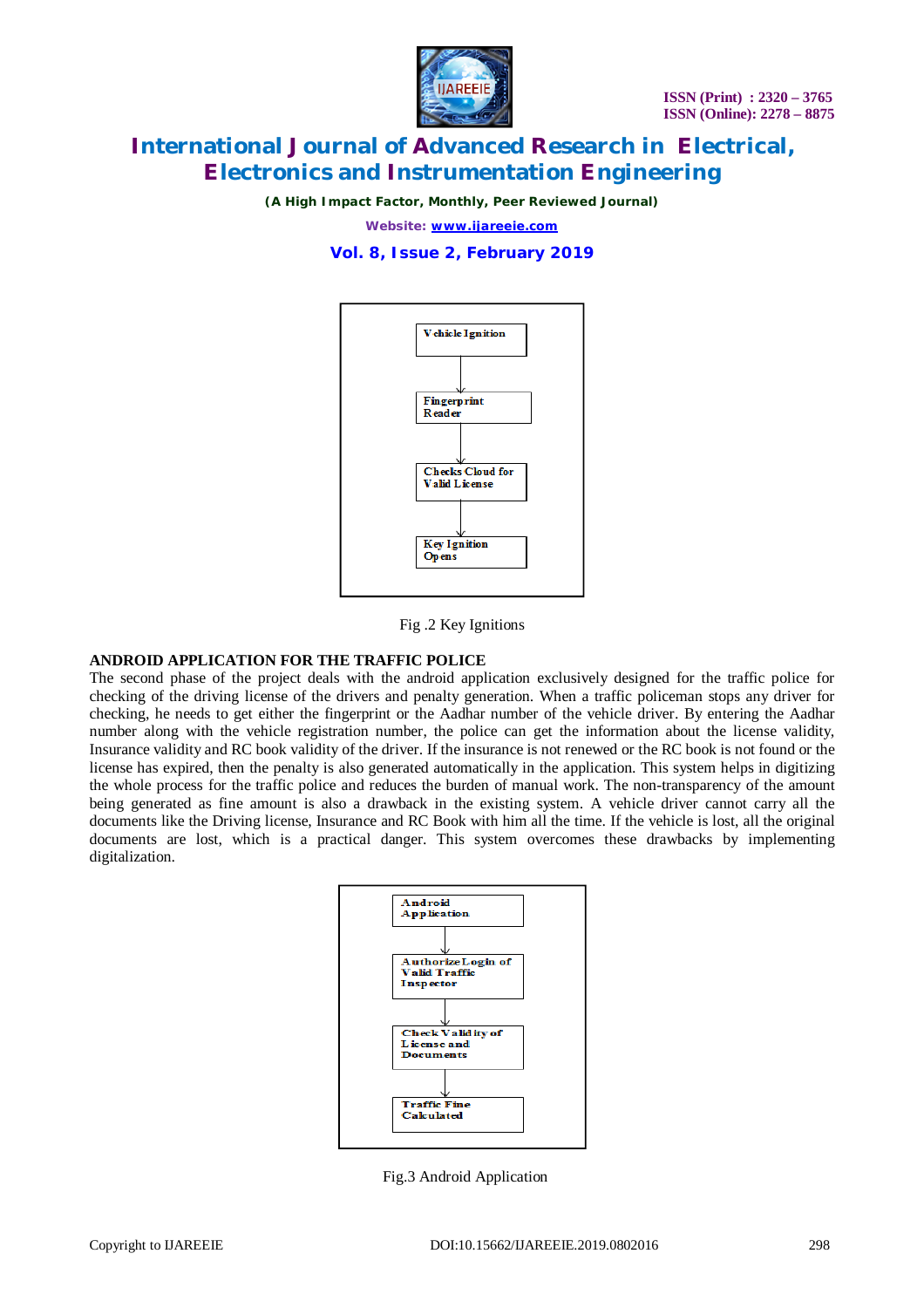Vehicle Ignition → Fingerprint Reader → Checks Cloud for Valid License → Key Ignition Opens

Fig .2 Key Ignitions

## ANDROID APPLICATION FOR THE TRAFFIC POLICE

The second phase of the project deals with the android application exclusively designed for the traffic police for checking of the driving license of the drivers and penalty generation. When a traffic policeman stops any driver for checking, he needs to get either the fingerprint or the Aadhar number of the vehicle driver. By entering the Aadhar number along with the vehicle registration number, the police can get the information about the license validity, Insurance validity and RC book validity of the driver. If the insurance is not renewed or the RC book is not found or the license has expired, then the penalty is also generated automatically in the application. This system helps in digitizing the whole process for the traffic police and reduces the burden of manual work. The non-transparency of the amount being generated as fine amount is also a drawback in the existing system. A vehicle driver cannot carry all the documents like the Driving license, Insurance and RC Book with him all the time. If the vehicle is lost, all the original documents are lost, which is a practical danger. This system overcomes these drawbacks by implementing digitalization.

Android Application → Authorize Login of Valid Traffic Inspector → Check Validity of License and Documents → Traffic Fine Calculated

Fig.3 Android Application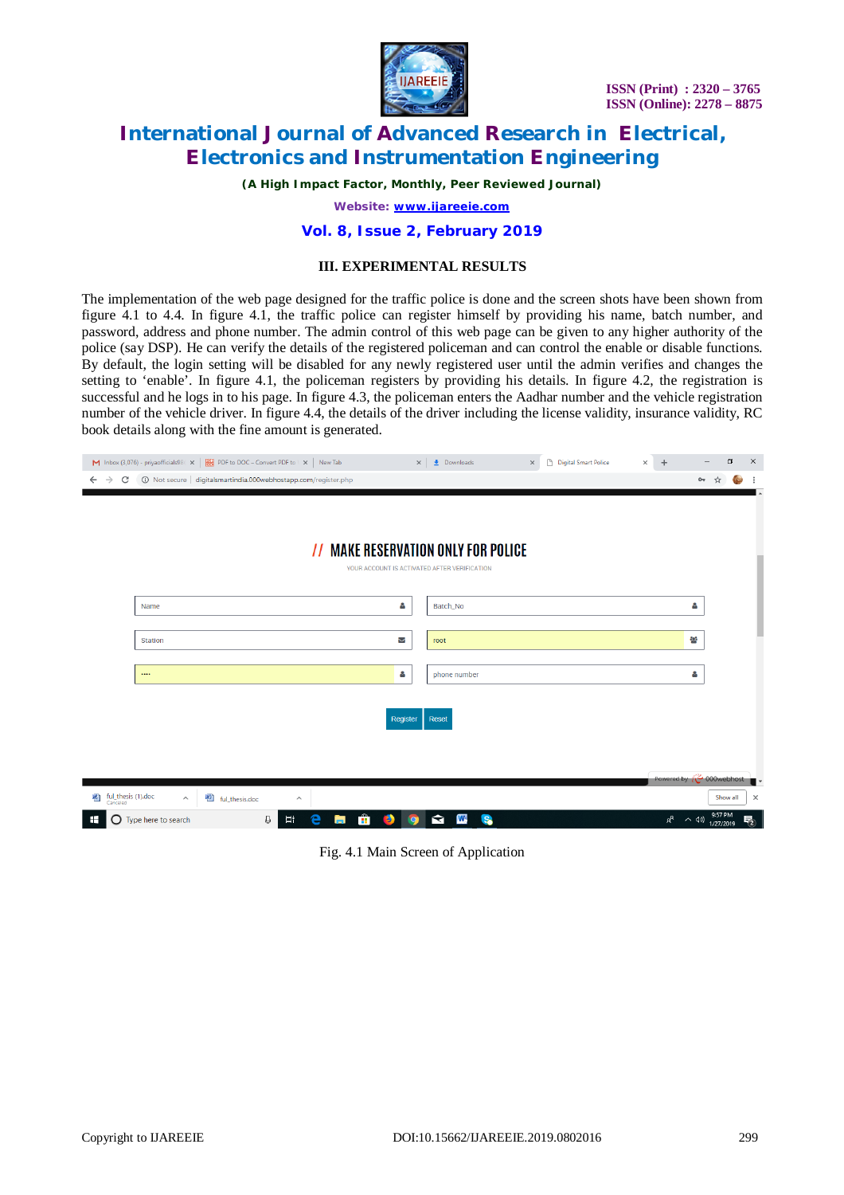### III. EXPERIMENTAL RESULTS

The implementation of the web page designed for the traffic police is done and the screen shots have been shown from figure 4.1 to 4.4. In figure 4.1, the traffic police can register himself by providing his name, batch number, and password, address and phone number. The admin control of this web page can be given to any higher authority of the police (say DSP). He can verify the details of the registered policeman and can control the enable or disable functions. By default, the login setting will be disabled for any newly registered user until the admin verifies and changes the setting to 'enable'. In figure 4.1, the policeman registers by providing his details. In figure 4.2, the registration is successful and he logs in to his page. In figure 4.3, the policeman enters the Aadhar number and the vehicle registration number of the vehicle driver. In figure 4.4, the details of the driver including the license validity, insurance validity, RC book details along with the fine amount is generated.

Fig. 4.1 Main Screen of Application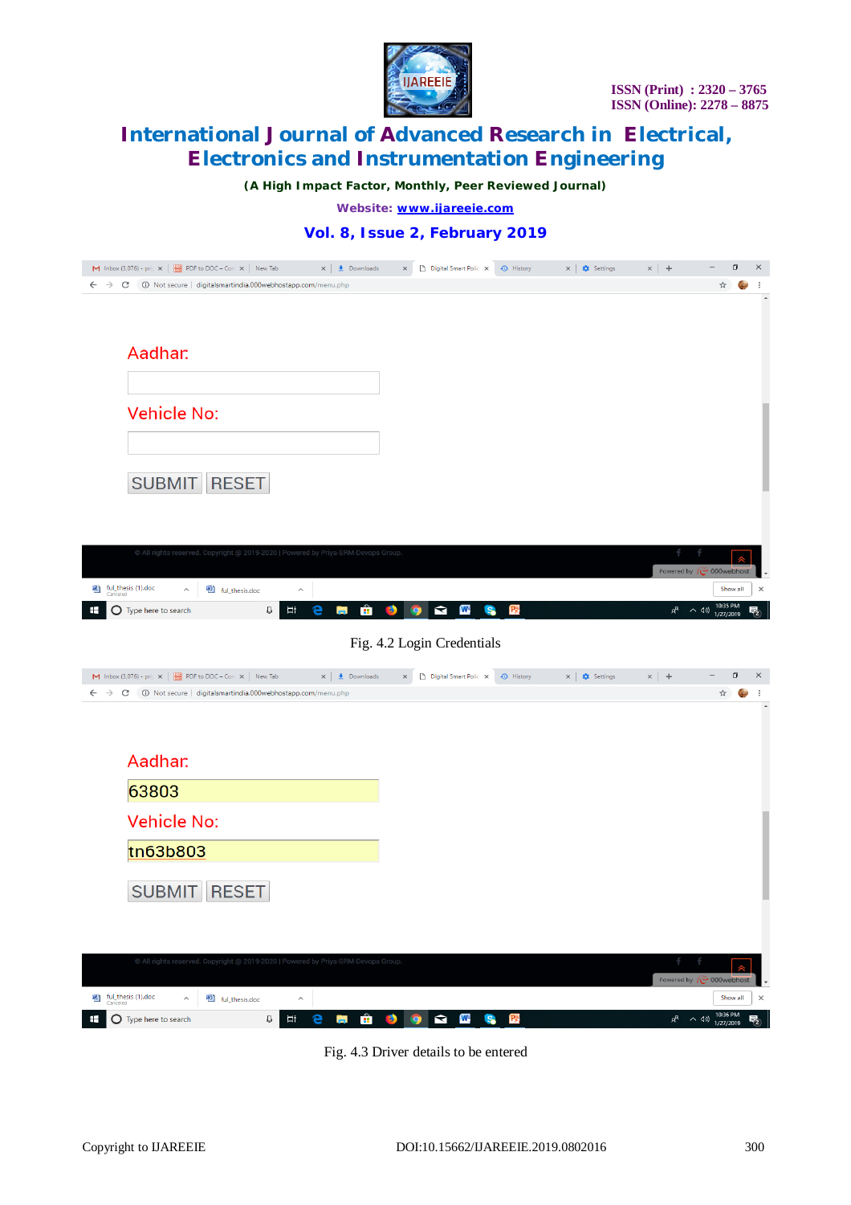Fig. 4.2 Login Credentials

Fig. 4.3 Driver details to be entered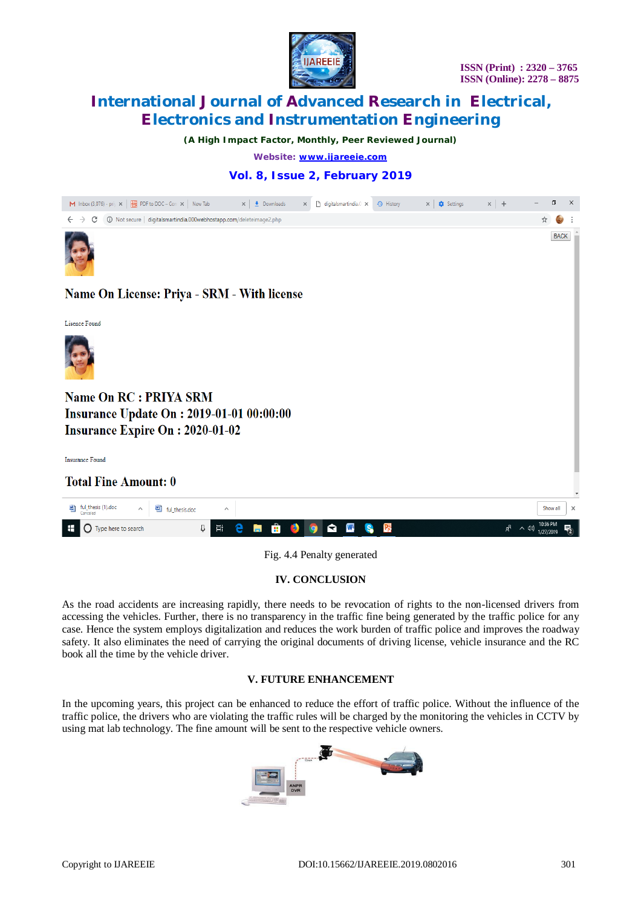Fig. 4.4 Penalty generated

## IV. CONCLUSION

As the road accidents are increasing rapidly, there needs to be revocation of rights to the non-licensed drivers from accessing the vehicles. Further, there is no transparency in the traffic fine being generated by the traffic police for any case. Hence the system employs digitalization and reduces the work burden of traffic police and improves the roadway safety. It also eliminates the need of carrying the original documents of driving license, vehicle insurance and the RC book all the time by the vehicle driver.

## V. FUTURE ENHANCEMENT

In the upcoming years, this project can be enhanced to reduce the effort of traffic police. Without the influence of the traffic police, the drivers who are violating the traffic rules will be charged by the monitoring the vehicles in CCTV by using mat lab technology. The fine amount will be sent to the respective vehicle owners.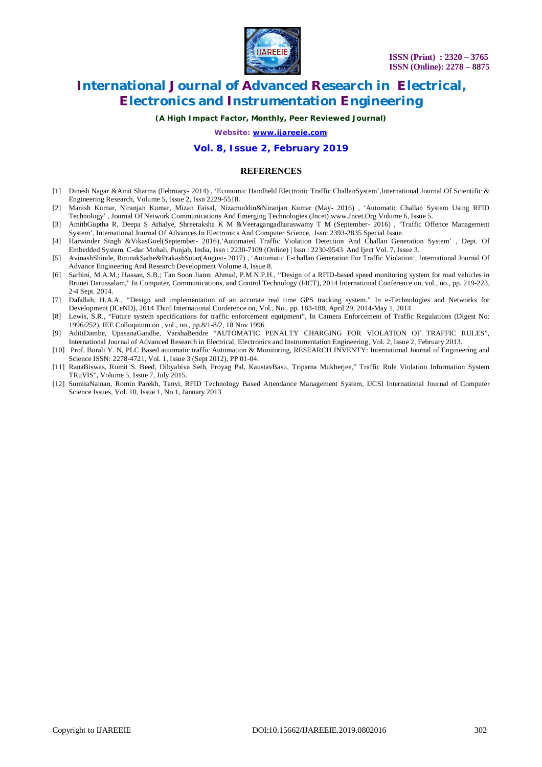## REFERENCES

[1] Dinesh Nagar &Amit Sharma (February- 2014) , 'Economic Handheld Electronic Traffic ChallanSystem',International Journal Of Scientific & Engineering Research, Volume 5, Issue 2, Issn 2229-5518.

[2] Manish Kumar, Niranjan Kumar, Mizan Faisal, Nizamuddin&Niranjan Kumar (May- 2016) , 'Automatic Challan System Using RFID Technology' , Journal Of Network Communications And Emerging Technologies (Jncet) www.Jncet.Org Volume 6, Issue 5.

[3] AmithGuptha R, Deepa S Athalye, Shreeraksha K M &Veeragangadharaswamy T M (September- 2016) , 'Traffic Offence Management System', International Journal Of Advances In Electronics And Computer Science, Issn: 2393-2835 Special Issue.

[4] Harwinder Singh &VikasGoel(September- 2016),'Automated Traffic Violation Detection And Challan Generation System' , Dept. Of Embedded System, C-dac Mohali, Punjab, India, Issn : 2230-7109 (Online) | Issn : 2230-9543 And Iject Vol. 7, Issue 3.

[5] AvinashShinde, RounakSathe&PrakashSutar(August- 2017) , 'Automatic E-challan Generation For Traffic Violation', International Journal Of Advance Engineering And Research Development Volume 4, Issue 8.

[6] Sarbini, M.A.M.; Hassan, S.B.; Tan Soon Jiann; Ahmad, P.M.N.P.H., "Design of a RFID-based speed monitoring system for road vehicles in Brunei Darussalam," In Computer, Communications, and Control Technology (I4CT), 2014 International Conference on, vol., no., pp. 219-223, 2-4 Sept. 2014.

[7] Dafallah, H.A.A., "Design and implementation of an accurate real time GPS tracking system," In e-Technologies and Networks for Development (ICeND), 2014 Third International Conference on, Vol., No., pp. 183-188, April 29, 2014-May 1, 2014

[8] Lewis, S.R., "Future system specifications for traffic enforcement equipment", In Camera Enforcement of Traffic Regulations (Digest No: 1996/252), IEE Colloquium on , vol., no., pp.8/1-8/2, 18 Nov 1996

[9] AditiDambe, UpasanaGandhe, VarshaBendre "AUTOMATIC PENALTY CHARGING FOR VIOLATION OF TRAFFIC RULES", International Journal of Advanced Research in Electrical, Electronics and Instrumentation Engineering, Vol. 2, Issue 2, February 2013.

[10] Prof. Burali Y. N, PLC Based automatic traffic Automation & Monitoring, RESEARCH INVENTY: International Journal of Engineering and Science ISSN: 2278-4721, Vol. 1, Issue 3 (Sept 2012), PP 01-04.

[11] RanaBiswas, Romit S. Beed, Dibyabiva Seth, Proyag Pal, KaustavBasu, Triparna Mukherjee," Traffic Rule Violation Information System TRuVIS", Volume 5, Issue 7, July 2015.

[12] SumitaNainan, Romin Parekh, Tanvi, RFID Technology Based Attendance Management System, IJCSI International Journal of Computer Science Issues, Vol. 10, Issue 1, No 1, January 2013